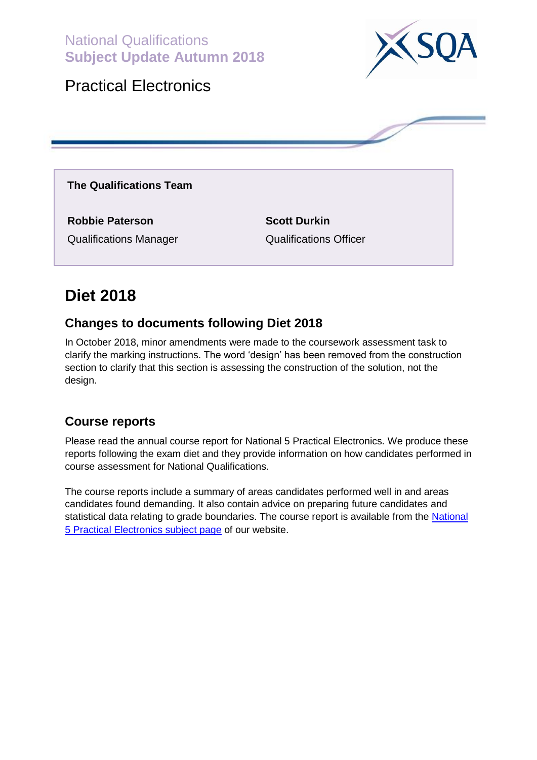National Qualifications
**Subject Update Autumn 2018**

# Practical Electronics

**The Qualifications Team**

**Robbie Paterson**
Qualifications Manager

**Scott Durkin**
Qualifications Officer

# Diet 2018

## Changes to documents following Diet 2018

In October 2018, minor amendments were made to the coursework assessment task to clarify the marking instructions. The word 'design' has been removed from the construction section to clarify that this section is assessing the construction of the solution, not the design.

## Course reports

Please read the annual course report for National 5 Practical Electronics. We produce these reports following the exam diet and they provide information on how candidates performed in course assessment for National Qualifications.

The course reports include a summary of areas candidates performed well in and areas candidates found demanding. It also contain advice on preparing future candidates and statistical data relating to grade boundaries. The course report is available from the National 5 Practical Electronics subject page of our website.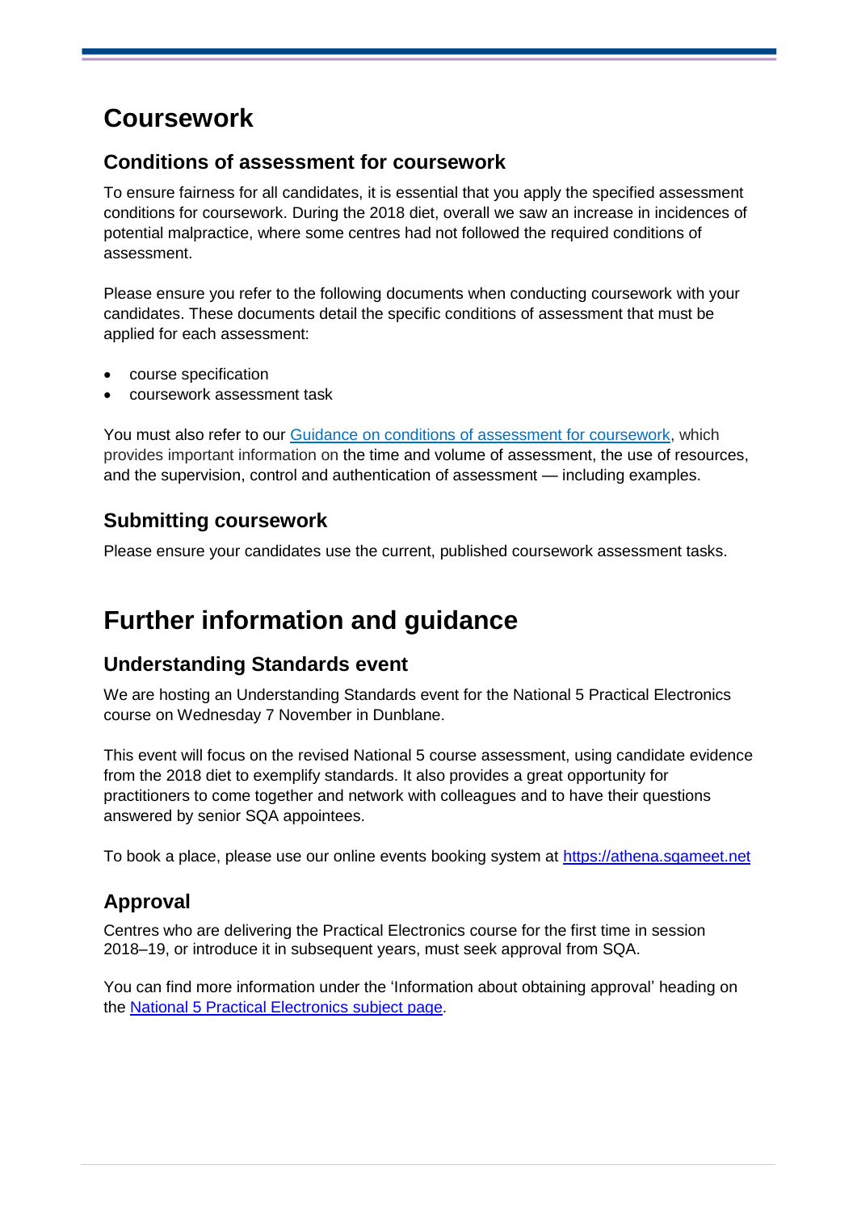# Coursework

## Conditions of assessment for coursework

To ensure fairness for all candidates, it is essential that you apply the specified assessment conditions for coursework. During the 2018 diet, overall we saw an increase in incidences of potential malpractice, where some centres had not followed the required conditions of assessment.

Please ensure you refer to the following documents when conducting coursework with your candidates. These documents detail the specific conditions of assessment that must be applied for each assessment:

- course specification
- coursework assessment task

You must also refer to our [Guidance on conditions of assessment for coursework](), which provides important information on the time and volume of assessment, the use of resources, and the supervision, control and authentication of assessment — including examples.

## Submitting coursework

Please ensure your candidates use the current, published coursework assessment tasks.

# Further information and guidance

## Understanding Standards event

We are hosting an Understanding Standards event for the National 5 Practical Electronics course on Wednesday 7 November in Dunblane.

This event will focus on the revised National 5 course assessment, using candidate evidence from the 2018 diet to exemplify standards. It also provides a great opportunity for practitioners to come together and network with colleagues and to have their questions answered by senior SQA appointees.

To book a place, please use our online events booking system at https://athena.sqameet.net

## Approval

Centres who are delivering the Practical Electronics course for the first time in session 2018–19, or introduce it in subsequent years, must seek approval from SQA.

You can find more information under the 'Information about obtaining approval' heading on the [National 5 Practical Electronics subject page]().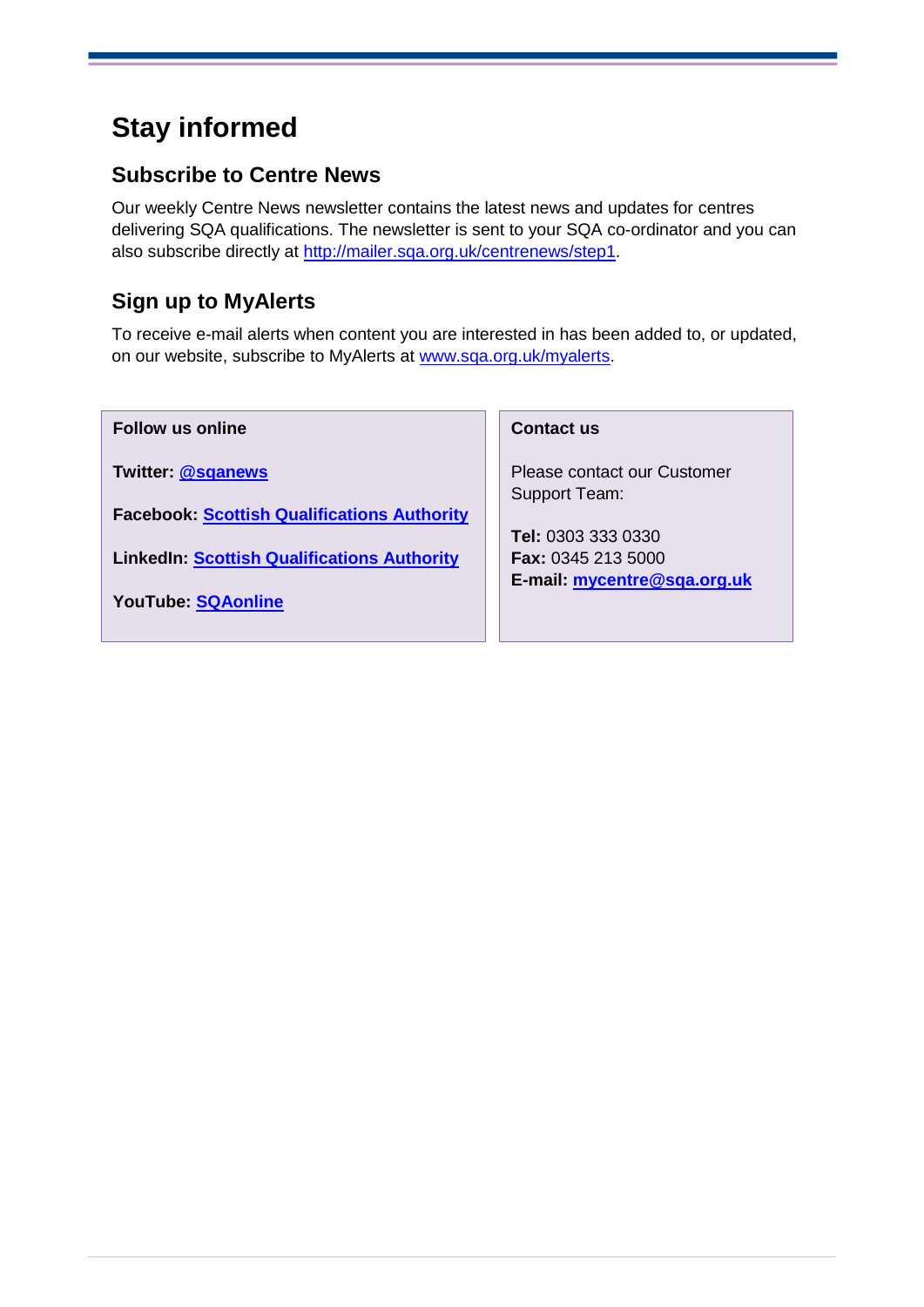# Stay informed

## Subscribe to Centre News

Our weekly Centre News newsletter contains the latest news and updates for centres delivering SQA qualifications. The newsletter is sent to your SQA co-ordinator and you can also subscribe directly at http://mailer.sqa.org.uk/centrenews/step1.

## Sign up to MyAlerts

To receive e-mail alerts when content you are interested in has been added to, or updated, on our website, subscribe to MyAlerts at www.sqa.org.uk/myalerts.

**Follow us online**

**Twitter:** **@sqanews**

**Facebook:** **Scottish Qualifications Authority**

**LinkedIn:** **Scottish Qualifications Authority**

**YouTube:** **SQAonline**

**Contact us**

Please contact our Customer Support Team:

**Tel:** 0303 333 0330
**Fax:** 0345 213 5000
**E-mail:** **mycentre@sqa.org.uk**